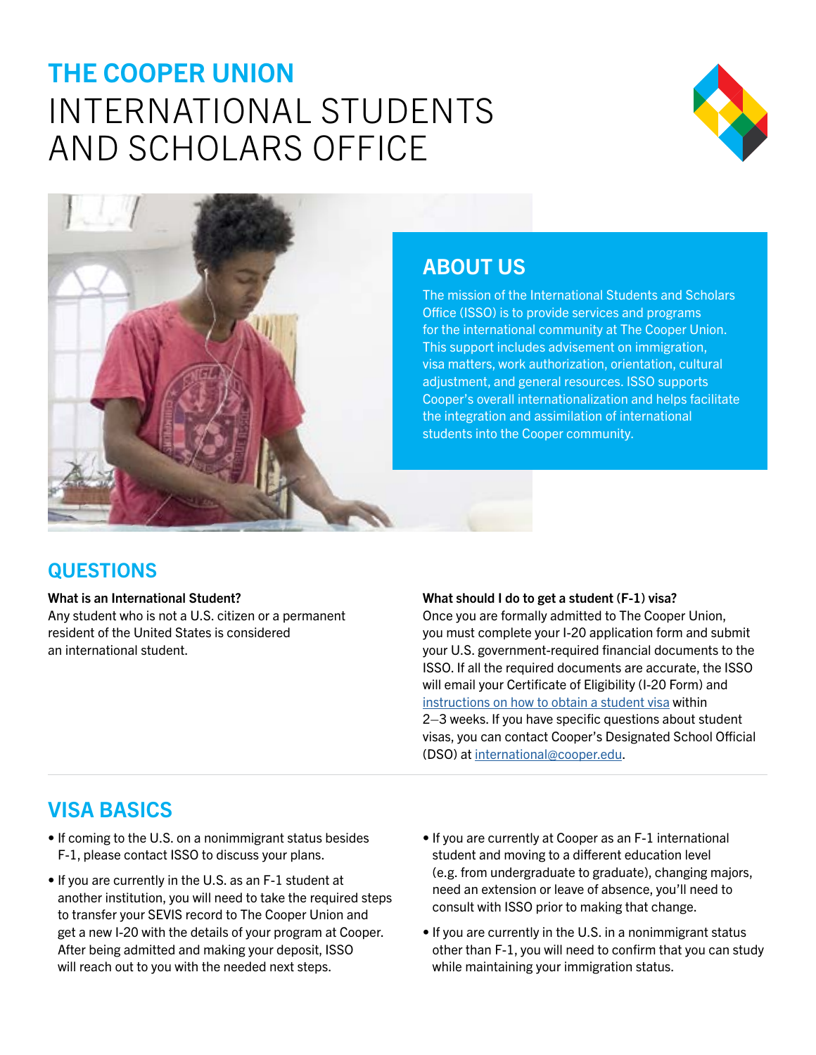# THE COOPER UNION
# INTERNATIONAL STUDENTS AND SCHOLARS OFFICE

## ABOUT US

The mission of the International Students and Scholars Office (ISSO) is to provide services and programs for the international community at The Cooper Union. This support includes advisement on immigration, visa matters, work authorization, orientation, cultural adjustment, and general resources. ISSO supports Cooper's overall internationalization and helps facilitate the integration and assimilation of international students into the Cooper community.

## QUESTIONS

**What is an International Student?**
Any student who is not a U.S. citizen or a permanent resident of the United States is considered an international student.

**What should I do to get a student (F-1) visa?**
Once you are formally admitted to The Cooper Union, you must complete your I-20 application form and submit your U.S. government-required financial documents to the ISSO. If all the required documents are accurate, the ISSO will email your Certificate of Eligibility (I-20 Form) and instructions on how to obtain a student visa within 2–3 weeks. If you have specific questions about student visas, you can contact Cooper's Designated School Official (DSO) at international@cooper.edu.

## VISA BASICS

- If coming to the U.S. on a nonimmigrant status besides F-1, please contact ISSO to discuss your plans.
- If you are currently in the U.S. as an F-1 student at another institution, you will need to take the required steps to transfer your SEVIS record to The Cooper Union and get a new I-20 with the details of your program at Cooper. After being admitted and making your deposit, ISSO will reach out to you with the needed next steps.
- If you are currently at Cooper as an F-1 international student and moving to a different education level (e.g. from undergraduate to graduate), changing majors, need an extension or leave of absence, you'll need to consult with ISSO prior to making that change.
- If you are currently in the U.S. in a nonimmigrant status other than F-1, you will need to confirm that you can study while maintaining your immigration status.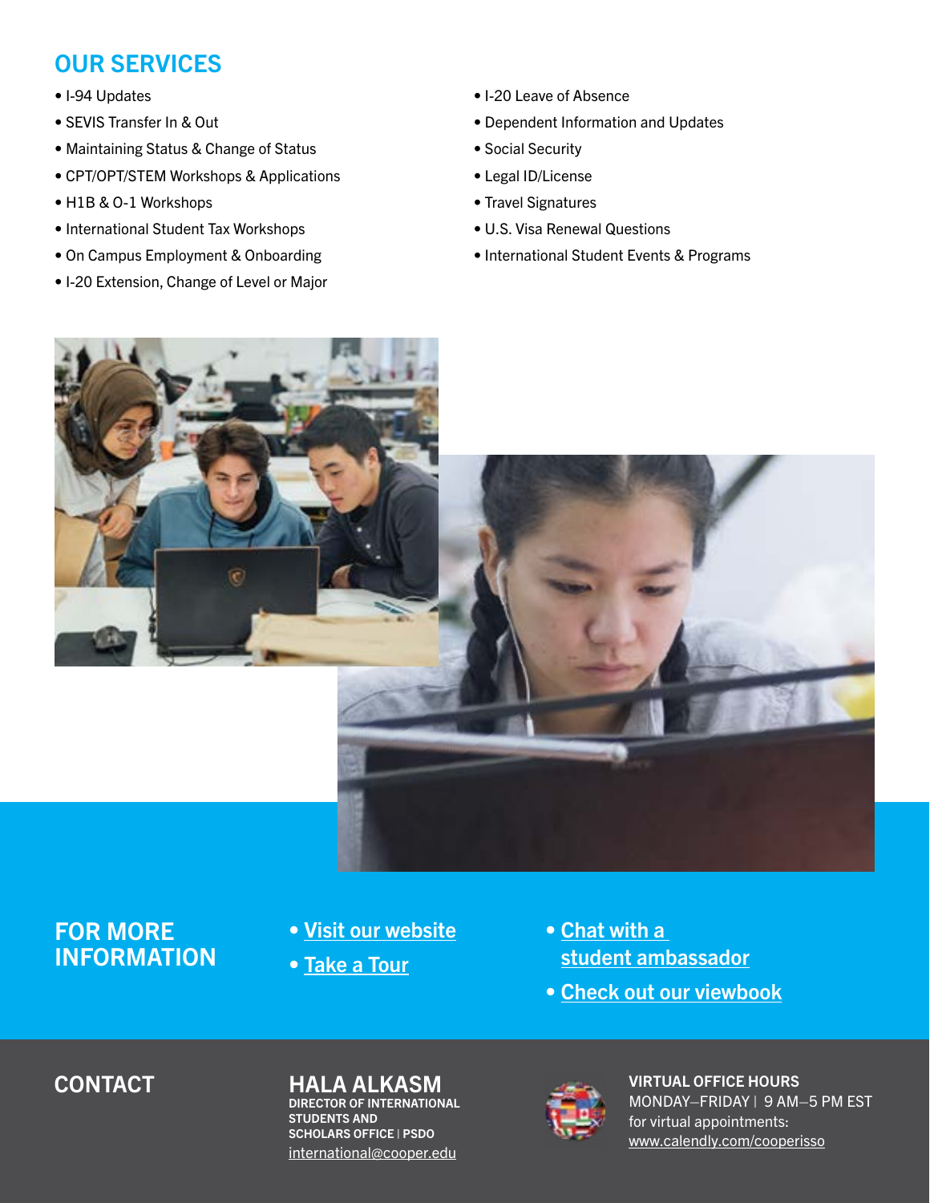## OUR SERVICES

- I-94 Updates
- SEVIS Transfer In & Out
- Maintaining Status & Change of Status
- CPT/OPT/STEM Workshops & Applications
- H1B & O-1 Workshops
- International Student Tax Workshops
- On Campus Employment & Onboarding
- I-20 Extension, Change of Level or Major
- I-20 Leave of Absence
- Dependent Information and Updates
- Social Security
- Legal ID/License
- Travel Signatures
- U.S. Visa Renewal Questions
- International Student Events & Programs

## FOR MORE INFORMATION

- Visit our website
- Take a Tour
- Chat with a student ambassador
- Check out our viewbook

## CONTACT

**HALA ALKASM**
**DIRECTOR OF INTERNATIONAL STUDENTS AND SCHOLARS OFFICE | PSDO**
international@cooper.edu

**VIRTUAL OFFICE HOURS**
MONDAY–FRIDAY | 9 AM–5 PM EST
for virtual appointments:
www.calendly.com/cooperisso